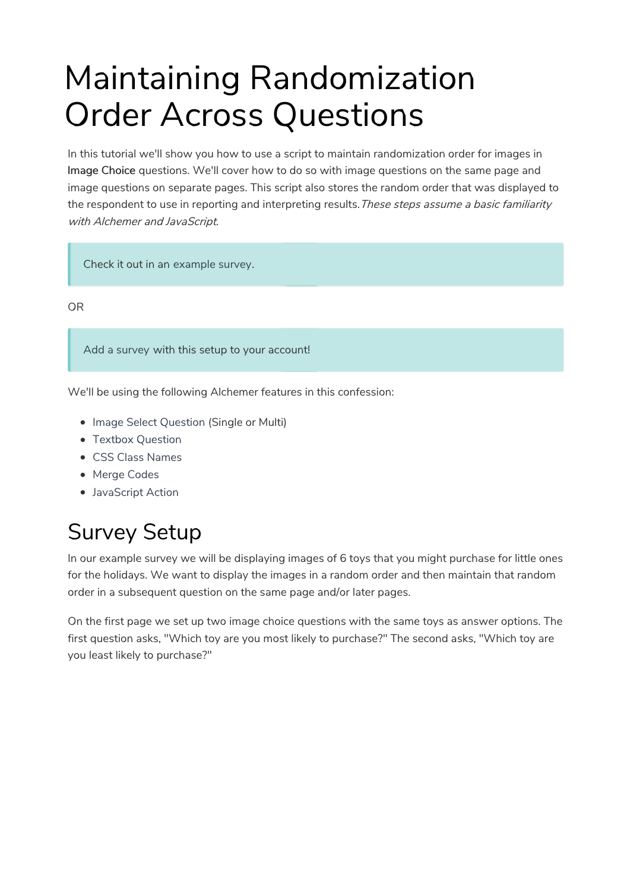# Maintaining Randomization Order Across Questions

In this tutorial we'll show you how to use a script to maintain randomization order for images in **Image Choice** questions. We'll cover how to do so with image questions on the same page and image questions on separate pages. This script also stores the random order that was displayed to the respondent to use in reporting and interpreting results. *These steps assume a basic familiarity with Alchemer and JavaScript.*

> Check it out in an example survey.

OR

> Add a survey with this setup to your account!

We'll be using the following Alchemer features in this confession:

- Image Select Question (Single or Multi)
- Textbox Question
- CSS Class Names
- Merge Codes
- JavaScript Action

## Survey Setup

In our example survey we will be displaying images of 6 toys that you might purchase for little ones for the holidays. We want to display the images in a random order and then maintain that random order in a subsequent question on the same page and/or later pages.

On the first page we set up two image choice questions with the same toys as answer options. The first question asks, "Which toy are you most likely to purchase?" The second asks, "Which toy are you least likely to purchase?"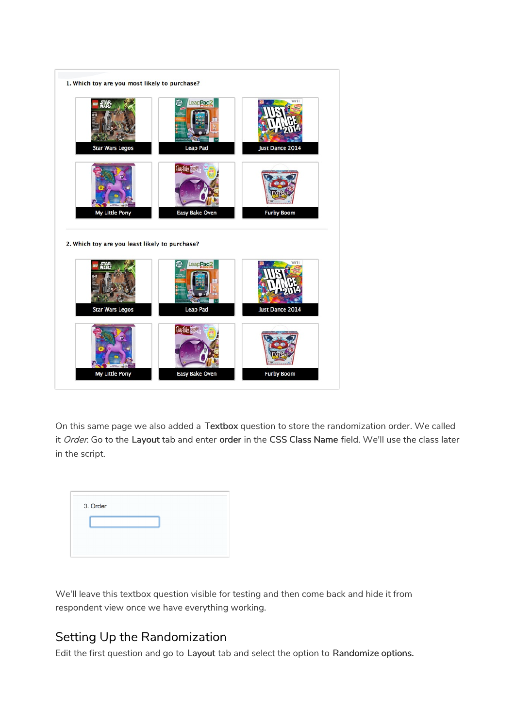1. Which toy are you most likely to purchase?

Star Wars Legos | Leap Pad | Just Dance 2014

My Little Pony | Easy Bake Oven | Furby Boom

2. Which toy are you least likely to purchase?

Star Wars Legos | Leap Pad | Just Dance 2014

My Little Pony | Easy Bake Oven | Furby Boom

On this same page we also added a **Textbox** question to store the randomization order. We called it *Order*. Go to the **Layout** tab and enter **order** in the **CSS Class Name** field. We'll use the class later in the script.

3. Order

We'll leave this textbox question visible for testing and then come back and hide it from respondent view once we have everything working.

## Setting Up the Randomization

Edit the first question and go to **Layout** tab and select the option to **Randomize options.**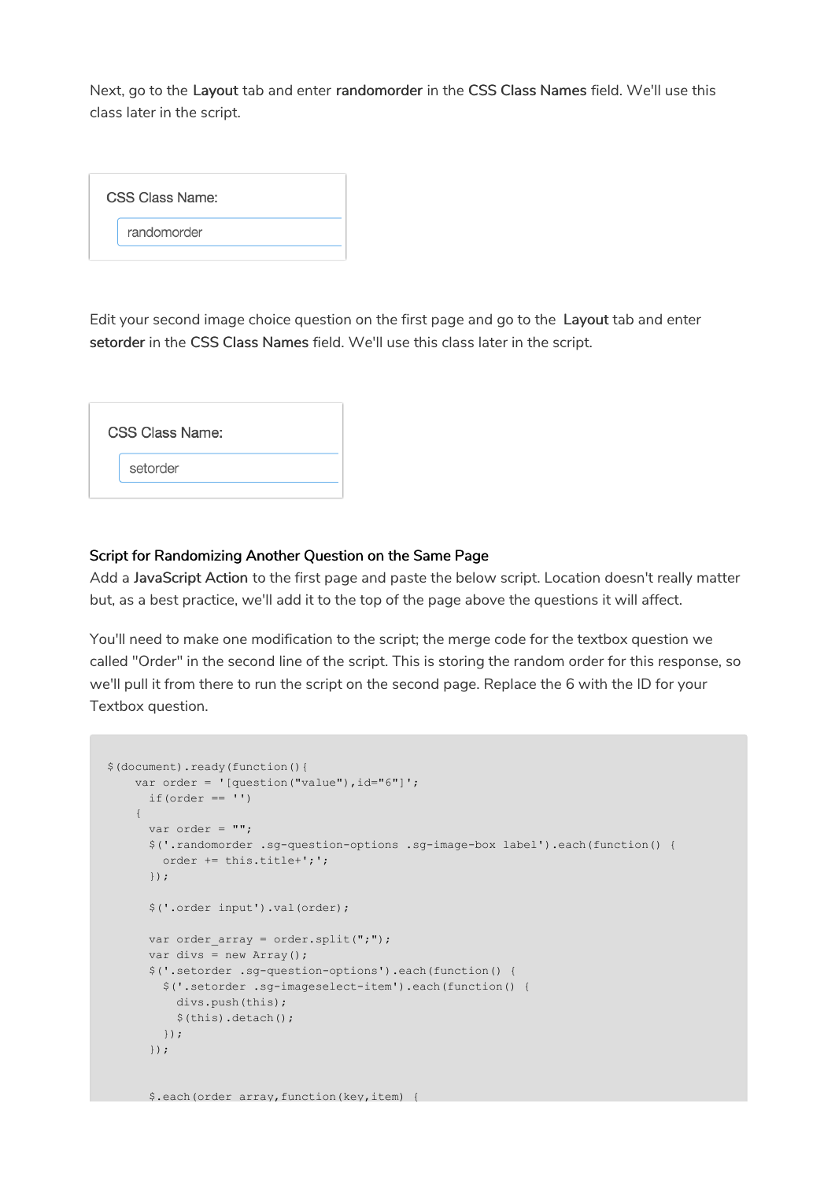Next, go to the **Layout** tab and enter **randomorder** in the **CSS Class Names** field. We'll use this class later in the script.

CSS Class Name:

randomorder

Edit your second image choice question on the first page and go to the **Layout** tab and enter **setorder** in the **CSS Class Names** field. We'll use this class later in the script.

CSS Class Name:

setorder

### Script for Randomizing Another Question on the Same Page

Add a **JavaScript Action** to the first page and paste the below script. Location doesn't really matter but, as a best practice, we'll add it to the top of the page above the questions it will affect.

You'll need to make one modification to the script; the merge code for the textbox question we called "Order" in the second line of the script. This is storing the random order for this response, so we'll pull it from there to run the script on the second page. Replace the 6 with the ID for your Textbox question.

```
$(document).ready(function(){
    var order = '[question("value"),id="6"]';
      if(order == '')
    {
      var order = "";
      $('.randomorder .sg-question-options .sg-image-box label').each(function() {
        order += this.title+';';
      });

      $('.order input').val(order);

      var order_array = order.split(";");
      var divs = new Array();
      $('.setorder .sg-question-options').each(function() {
        $('.setorder .sg-imageselect-item').each(function() {
          divs.push(this);
          $(this).detach();
        });
      });


      $.each(order_array,function(key,item) {
```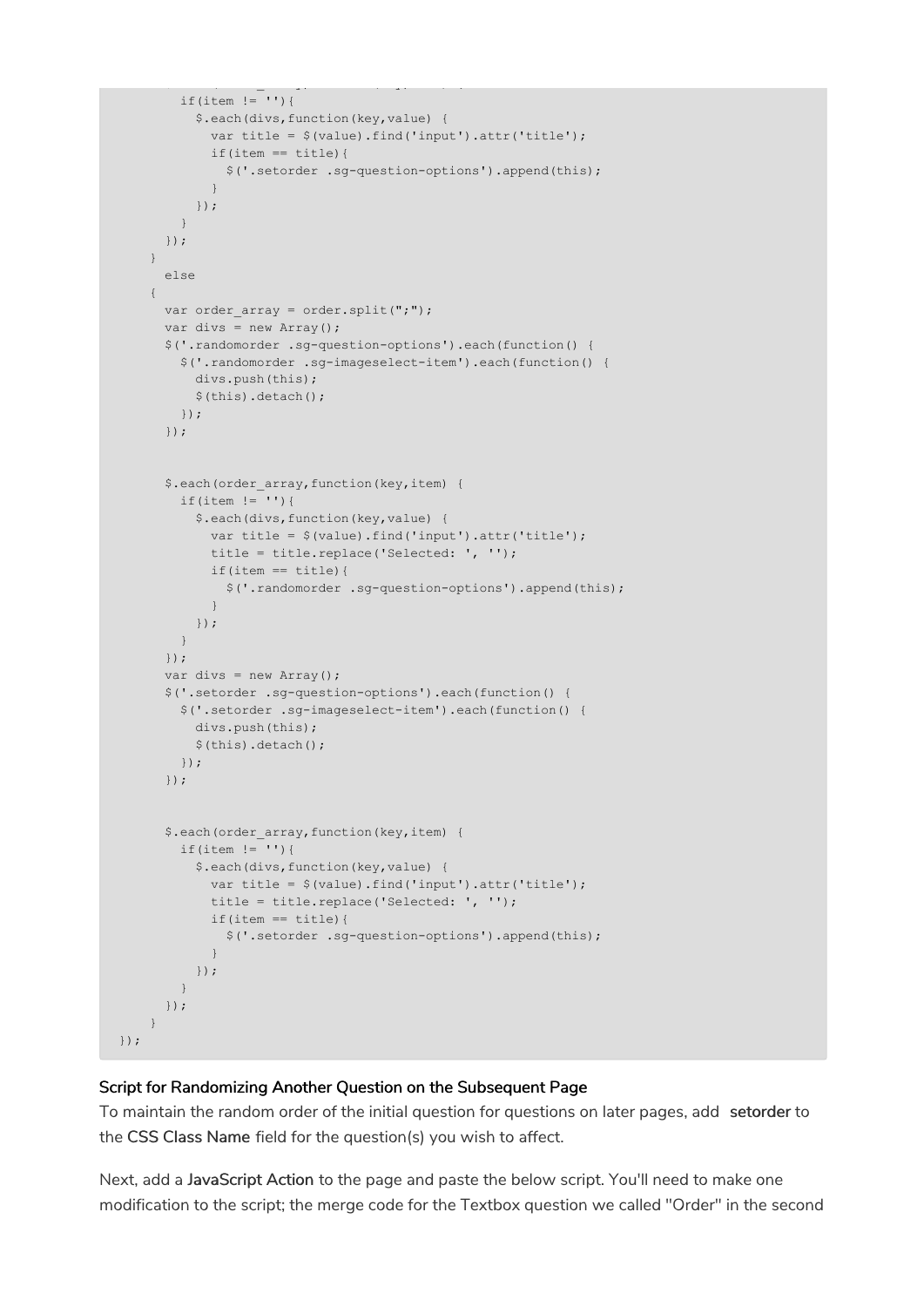```
        if(item != ''){
          $.each(divs,function(key,value) {
            var title = $(value).find('input').attr('title');
            if(item == title){
              $('.setorder .sg-question-options').append(this);
            }
          });
        }
      });
    }
      else
    {
      var order_array = order.split(";");
      var divs = new Array();
      $('.randomorder .sg-question-options').each(function() {
        $('.randomorder .sg-imageselect-item').each(function() {
          divs.push(this);
          $(this).detach();
        });
      });


      $.each(order_array,function(key,item) {
        if(item != ''){
          $.each(divs,function(key,value) {
            var title = $(value).find('input').attr('title');
            title = title.replace('Selected: ', '');
            if(item == title){
              $('.randomorder .sg-question-options').append(this);
            }
          });
        }
      });
      var divs = new Array();
      $('.setorder .sg-question-options').each(function() {
        $('.setorder .sg-imageselect-item').each(function() {
          divs.push(this);
          $(this).detach();
        });
      });


      $.each(order_array,function(key,item) {
        if(item != ''){
          $.each(divs,function(key,value) {
            var title = $(value).find('input').attr('title');
            title = title.replace('Selected: ', '');
            if(item == title){
              $('.setorder .sg-question-options').append(this);
            }
          });
        }
      });
    }
});
```

### Script for Randomizing Another Question on the Subsequent Page

To maintain the random order of the initial question for questions on later pages, add **setorder** to the **CSS Class Name** field for the question(s) you wish to affect.

Next, add a **JavaScript Action** to the page and paste the below script. You'll need to make one modification to the script; the merge code for the Textbox question we called "Order" in the second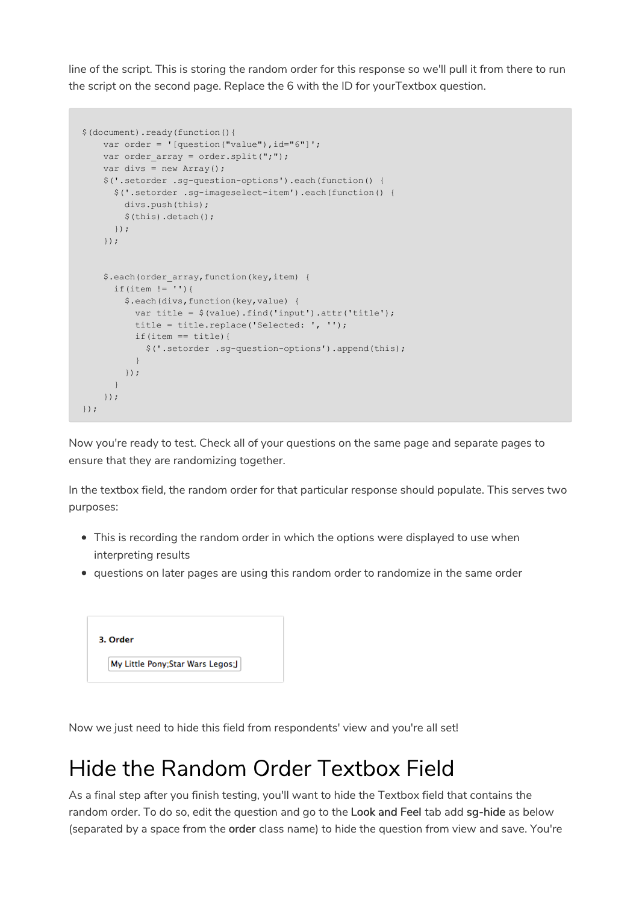line of the script. This is storing the random order for this response so we'll pull it from there to run the script on the second page. Replace the 6 with the ID for yourTextbox question.

```
$(document).ready(function(){
    var order = '[question("value"),id="6"]';
    var order_array = order.split(";");
    var divs = new Array();
    $('.setorder .sg-question-options').each(function() {
      $('.setorder .sg-imageselect-item').each(function() {
        divs.push(this);
        $(this).detach();
      });
    });


    $.each(order_array,function(key,item) {
      if(item != ''){
        $.each(divs,function(key,value) {
          var title = $(value).find('input').attr('title');
          title = title.replace('Selected: ', '');
          if(item == title){
            $('.setorder .sg-question-options').append(this);
          }
        });
      }
    });
});
```

Now you're ready to test. Check all of your questions on the same page and separate pages to ensure that they are randomizing together.

In the textbox field, the random order for that particular response should populate. This serves two purposes:

- This is recording the random order in which the options were displayed to use when interpreting results
- questions on later pages are using this random order to randomize in the same order

**3. Order**

My Little Pony;Star Wars Legos;J

Now we just need to hide this field from respondents' view and you're all set!

# Hide the Random Order Textbox Field

As a final step after you finish testing, you'll want to hide the Textbox field that contains the random order. To do so, edit the question and go to the **Look and Feel** tab add **sg-hide** as below (separated by a space from the **order** class name) to hide the question from view and save. You're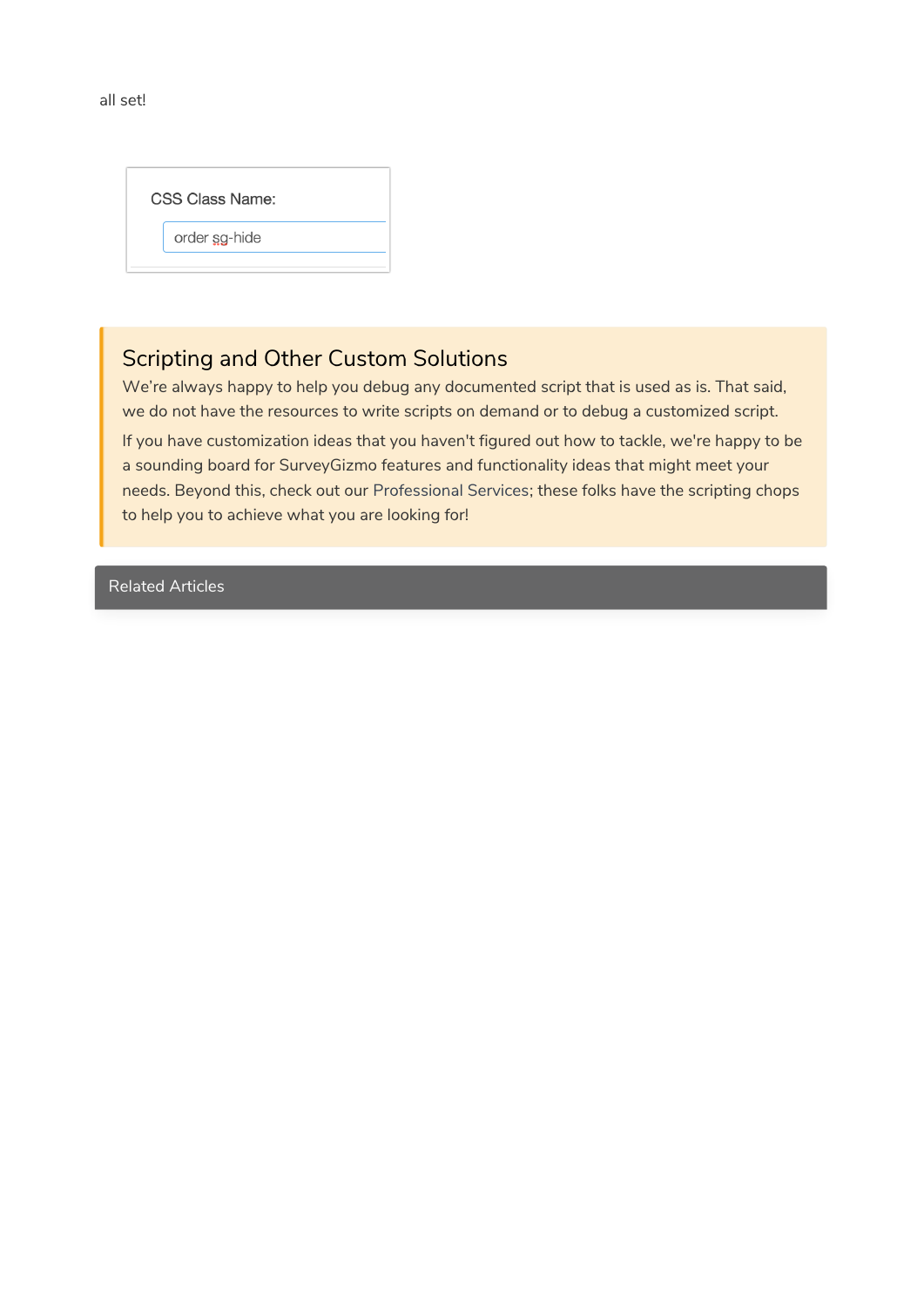all set!

CSS Class Name:

order sg-hide

## Scripting and Other Custom Solutions

We're always happy to help you debug any documented script that is used as is. That said, we do not have the resources to write scripts on demand or to debug a customized script.

If you have customization ideas that you haven't figured out how to tackle, we're happy to be a sounding board for SurveyGizmo features and functionality ideas that might meet your needs. Beyond this, check out our Professional Services; these folks have the scripting chops to help you to achieve what you are looking for!

Related Articles